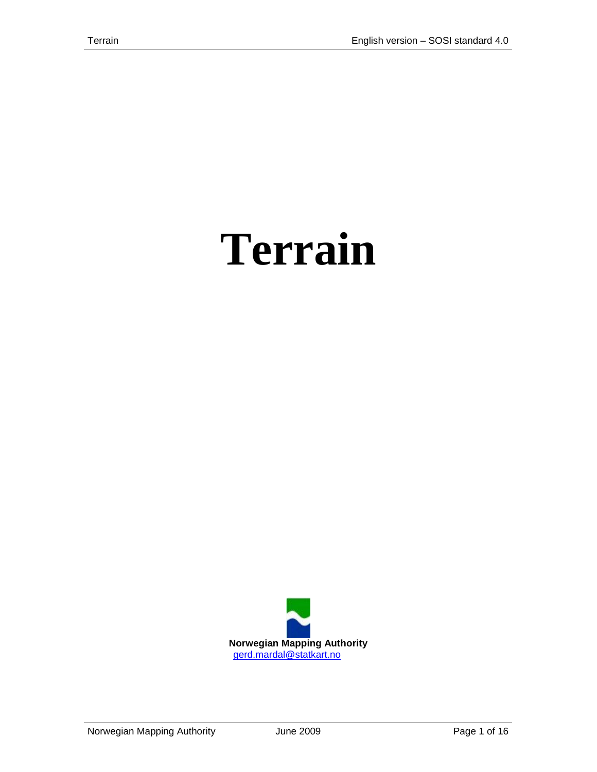# Terrain

**Norwegian Mapping Authority**
gerd.mardal@statkart.no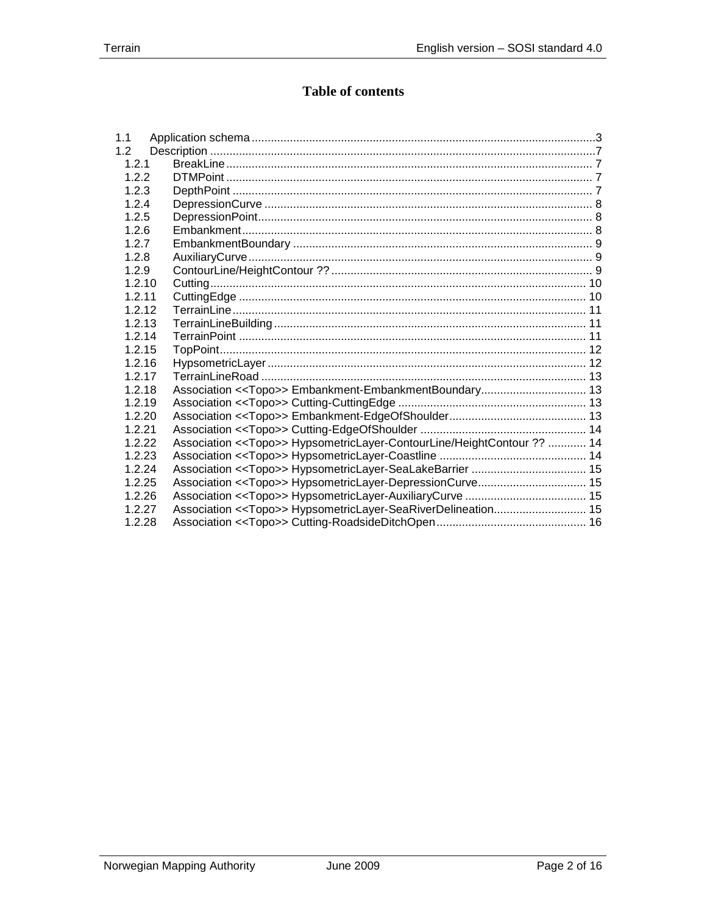# Table of contents

1.1 Application schema ... 3
1.2 Description ... 7
  1.2.1 BreakLine ... 7
  1.2.2 DTMPoint ... 7
  1.2.3 DepthPoint ... 7
  1.2.4 DepressionCurve ... 8
  1.2.5 DepressionPoint ... 8
  1.2.6 Embankment ... 8
  1.2.7 EmbankmentBoundary ... 9
  1.2.8 AuxiliaryCurve ... 9
  1.2.9 ContourLine/HeightContour ?? ... 9
  1.2.10 Cutting ... 10
  1.2.11 CuttingEdge ... 10
  1.2.12 TerrainLine ... 11
  1.2.13 TerrainLineBuilding ... 11
  1.2.14 TerrainPoint ... 11
  1.2.15 TopPoint ... 12
  1.2.16 HypsometricLayer ... 12
  1.2.17 TerrainLineRoad ... 13
  1.2.18 Association <<Topo>> Embankment-EmbankmentBoundary ... 13
  1.2.19 Association <<Topo>> Cutting-CuttingEdge ... 13
  1.2.20 Association <<Topo>> Embankment-EdgeOfShoulder ... 13
  1.2.21 Association <<Topo>> Cutting-EdgeOfShoulder ... 14
  1.2.22 Association <<Topo>> HypsometricLayer-ContourLine/HeightContour ?? ... 14
  1.2.23 Association <<Topo>> HypsometricLayer-Coastline ... 14
  1.2.24 Association <<Topo>> HypsometricLayer-SeaLakeBarrier ... 15
  1.2.25 Association <<Topo>> HypsometricLayer-DepressionCurve ... 15
  1.2.26 Association <<Topo>> HypsometricLayer-AuxiliaryCurve ... 15
  1.2.27 Association <<Topo>> HypsometricLayer-SeaRiverDelineation ... 15
  1.2.28 Association <<Topo>> Cutting-RoadsideDitchOpen ... 16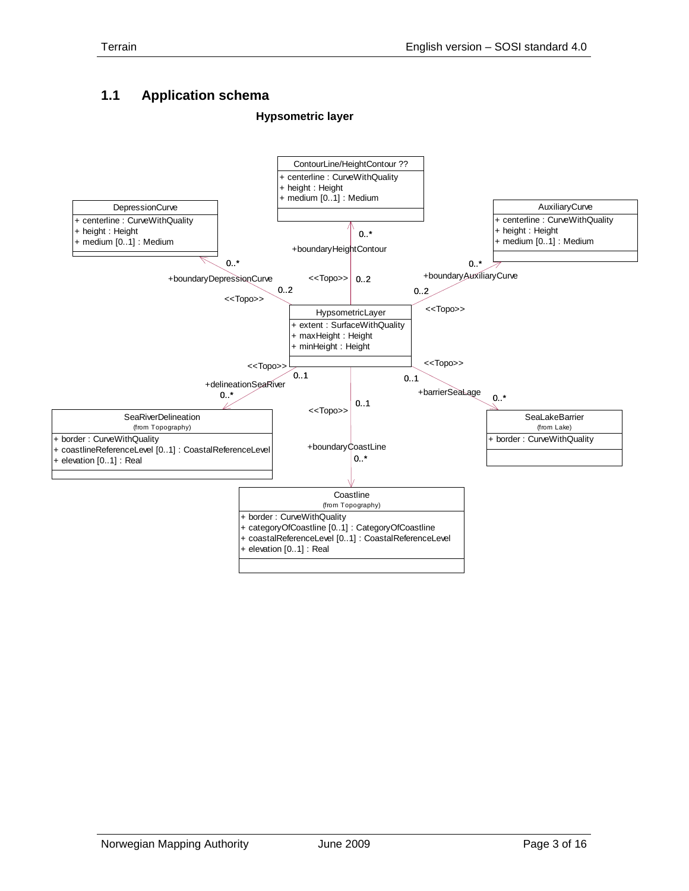## 1.1 Application schema

**Hypsometric layer**

ContourLine/HeightContour ??
+ centerline : CurveWithQuality
+ height : Height
+ medium [0..1] : Medium

DepressionCurve
+ centerline : CurveWithQuality
+ height : Height
+ medium [0..1] : Medium

AuxiliaryCurve
+ centerline : CurveWithQuality
+ height : Height
+ medium [0..1] : Medium

HypsometricLayer
+ extent : SurfaceWithQuality
+ maxHeight : Height
+ minHeight : Height

SeaRiverDelineation
(from Topography)
+ border : CurveWithQuality
+ coastlineReferenceLevel [0..1] : CoastalReferenceLevel
+ elevation [0..1] : Real

SeaLakeBarrier
(from Lake)
+ border : CurveWithQuality

Coastline
(from Topography)
+ border : CurveWithQuality
+ categoryOfCoastline [0..1] : CategoryOfCoastline
+ coastalReferenceLevel [0..1] : CoastalReferenceLevel
+ elevation [0..1] : Real

Associations (all <<Topo>>):

- HypsometricLayer 0..2 — +boundaryHeightContour 0..* ContourLine/HeightContour
- HypsometricLayer 0..2 — +boundaryDepressionCurve 0..* DepressionCurve
- HypsometricLayer 0..2 — +boundaryAuxiliaryCurve 0..* AuxiliaryCurve
- HypsometricLayer 0..1 — +delineationSeaRiver 0..* SeaRiverDelineation
- HypsometricLayer 0..1 — +barrierSeaLage 0..* SeaLakeBarrier
- HypsometricLayer 0..1 — +boundaryCoastLine 0..* Coastline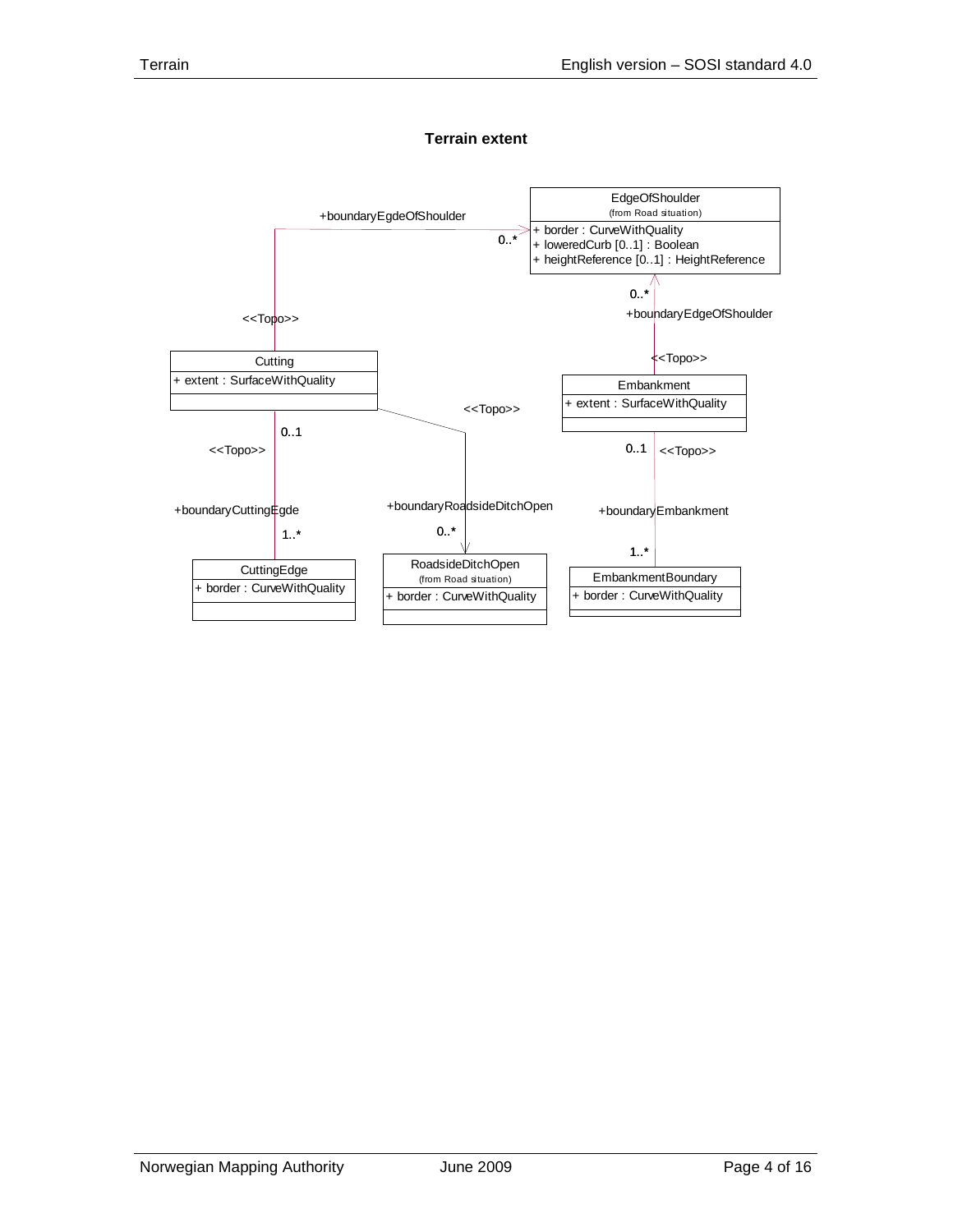**Terrain extent**

EdgeOfShoulder
(from Road situation)
+ border : CurveWithQuality
+ loweredCurb [0..1] : Boolean
+ heightReference [0..1] : HeightReference

+boundaryEgdeOfShoulder
0..*
<<Topo>>

0..*
+boundaryEdgeOfShoulder
<<Topo>>

Cutting
+ extent : SurfaceWithQuality

Embankment
+ extent : SurfaceWithQuality

<<Topo>>
0..1
<<Topo>>
+boundaryCuttingEgde
1..*

+boundaryRoadsideDitchOpen
0..*

0..1
<<Topo>>
+boundaryEmbankment
1..*

CuttingEdge
+ border : CurveWithQuality

RoadsideDitchOpen
(from Road situation)
+ border : CurveWithQuality

EmbankmentBoundary
+ border : CurveWithQuality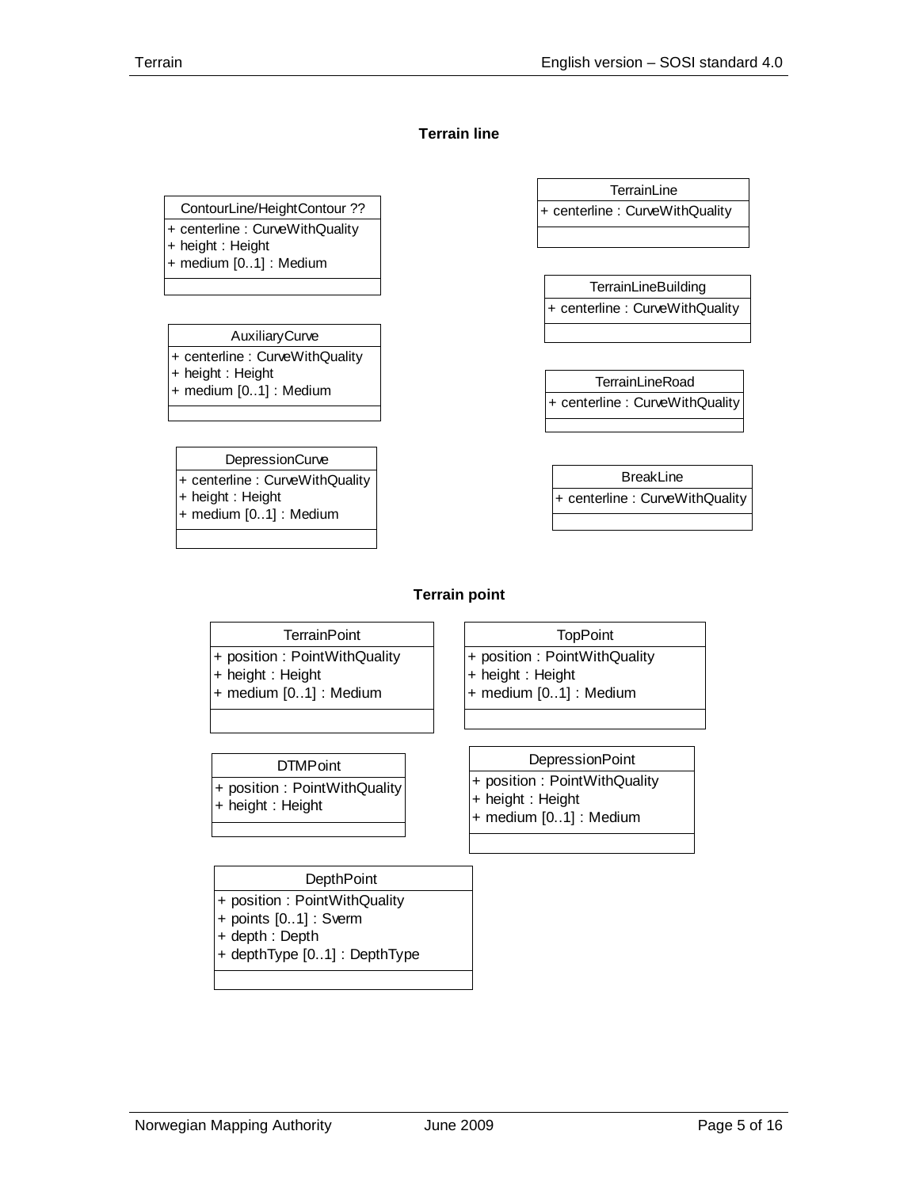**Terrain line**

**ContourLine/HeightContour ??**
- + centerline : CurveWithQuality
- + height : Height
- + medium [0..1] : Medium

**TerrainLine**
- + centerline : CurveWithQuality

**TerrainLineBuilding**
- + centerline : CurveWithQuality

**AuxiliaryCurve**
- + centerline : CurveWithQuality
- + height : Height
- + medium [0..1] : Medium

**TerrainLineRoad**
- + centerline : CurveWithQuality

**DepressionCurve**
- + centerline : CurveWithQuality
- + height : Height
- + medium [0..1] : Medium

**BreakLine**
- + centerline : CurveWithQuality

**Terrain point**

**TerrainPoint**
- + position : PointWithQuality
- + height : Height
- + medium [0..1] : Medium

**TopPoint**
- + position : PointWithQuality
- + height : Height
- + medium [0..1] : Medium

**DTMPoint**
- + position : PointWithQuality
- + height : Height

**DepressionPoint**
- + position : PointWithQuality
- + height : Height
- + medium [0..1] : Medium

**DepthPoint**
- + position : PointWithQuality
- + points [0..1] : Sverm
- + depth : Depth
- + depthType [0..1] : DepthType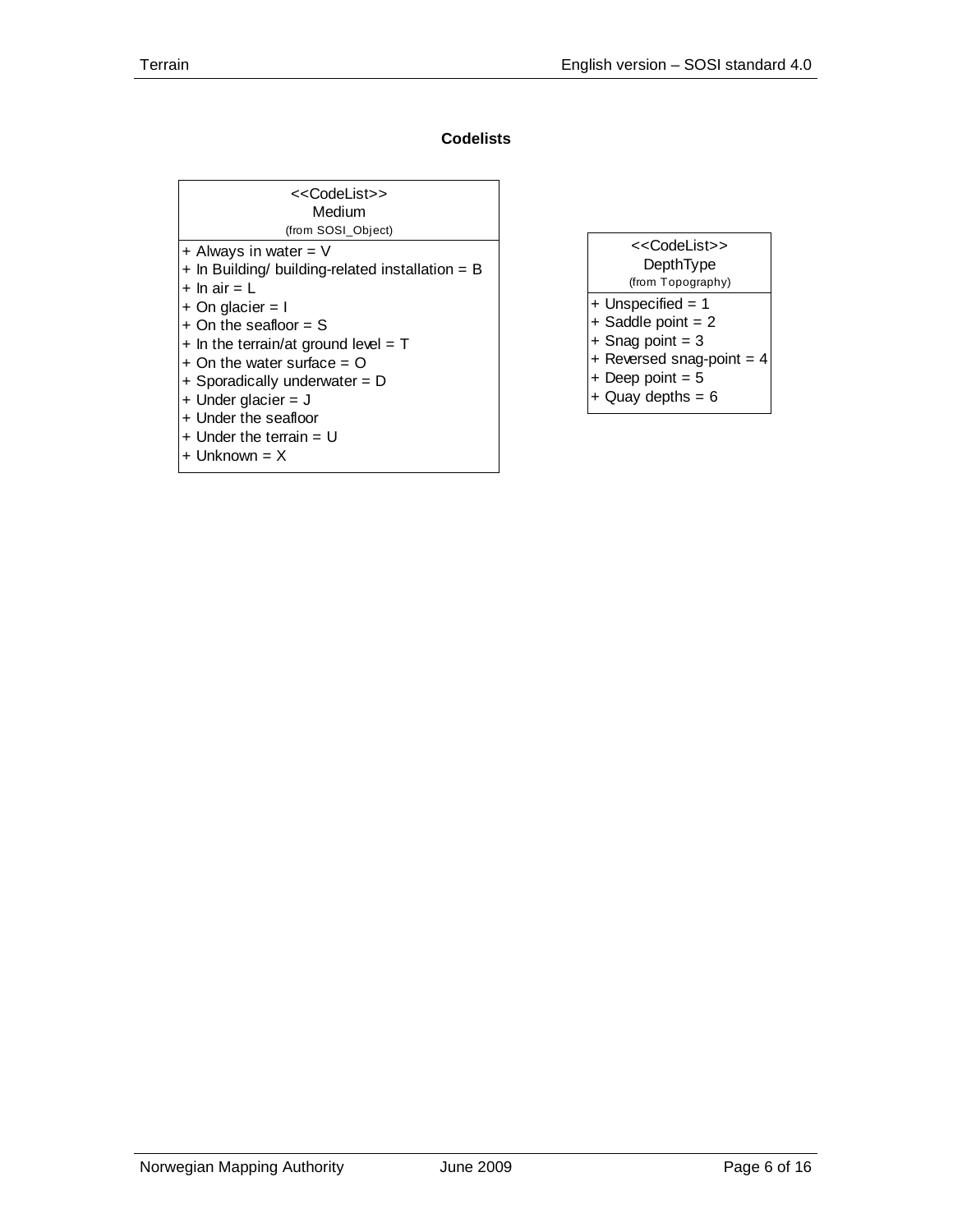**Codelists**

| <<CodeList>> Medium (from SOSI_Object) |
| --- |
| + Always in water = V |
| + In Building/ building-related installation = B |
| + In air = L |
| + On glacier = I |
| + On the seafloor = S |
| + In the terrain/at ground level = T |
| + On the water surface = O |
| + Sporadically underwater = D |
| + Under glacier = J |
| + Under the seafloor |
| + Under the terrain = U |
| + Unknown = X |

| <<CodeList>> DepthType (from Topography) |
| --- |
| + Unspecified = 1 |
| + Saddle point = 2 |
| + Snag point = 3 |
| + Reversed snag-point = 4 |
| + Deep point = 5 |
| + Quay depths = 6 |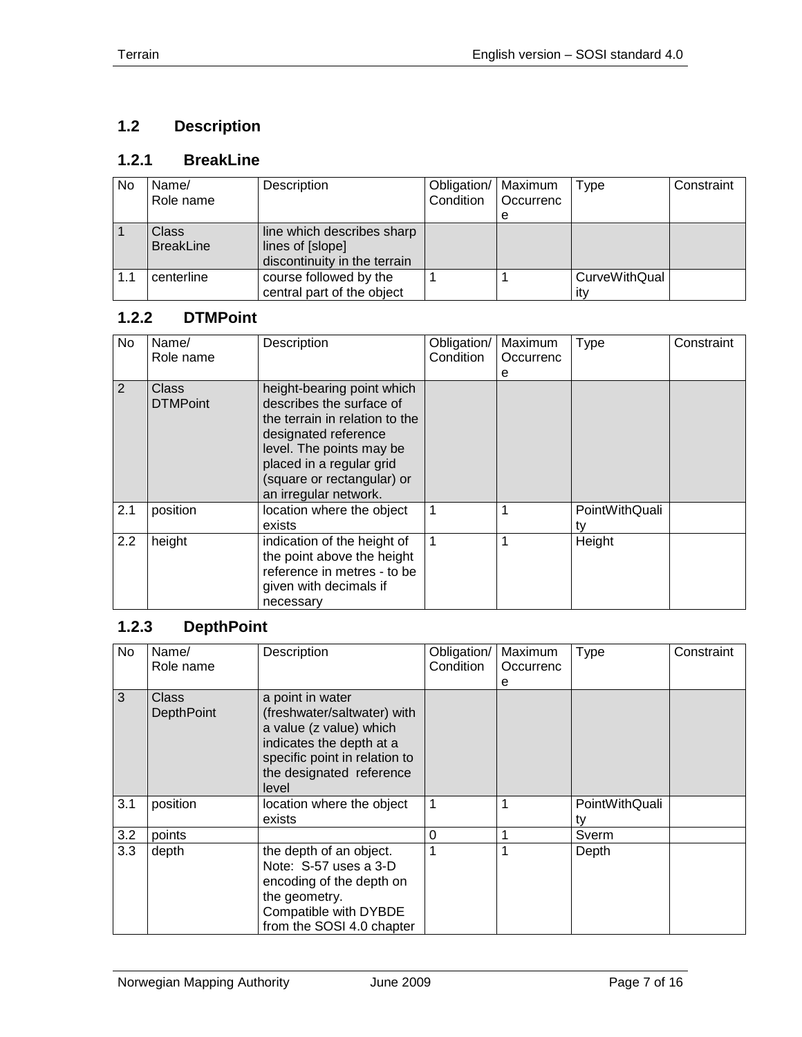## 1.2 Description

### 1.2.1 BreakLine

| No | Name/<br>Role name | Description | Obligation/<br>Condition | Maximum<br>Occurrence | Type | Constraint |
|---|---|---|---|---|---|---|
| 1 | Class<br>BreakLine | line which describes sharp lines of [slope] discontinuity in the terrain | | | | |
| 1.1 | centerline | course followed by the central part of the object | 1 | 1 | CurveWithQuality | |

### 1.2.2 DTMPoint

| No | Name/<br>Role name | Description | Obligation/<br>Condition | Maximum<br>Occurrence | Type | Constraint |
|---|---|---|---|---|---|---|
| 2 | Class<br>DTMPoint | height-bearing point which describes the surface of the terrain in relation to the designated reference level. The points may be placed in a regular grid (square or rectangular) or an irregular network. | | | | |
| 2.1 | position | location where the object exists | 1 | 1 | PointWithQuality | |
| 2.2 | height | indication of the height of the point above the height reference in metres - to be given with decimals if necessary | 1 | 1 | Height | |

### 1.2.3 DepthPoint

| No | Name/<br>Role name | Description | Obligation/<br>Condition | Maximum<br>Occurrence | Type | Constraint |
|---|---|---|---|---|---|---|
| 3 | Class<br>DepthPoint | a point in water (freshwater/saltwater) with a value (z value) which indicates the depth at a specific point in relation to the designated reference level | | | | |
| 3.1 | position | location where the object exists | 1 | 1 | PointWithQuality | |
| 3.2 | points | | 0 | 1 | Sverm | |
| 3.3 | depth | the depth of an object. Note: S-57 uses a 3-D encoding of the depth on the geometry. Compatible with DYBDE from the SOSI 4.0 chapter | 1 | 1 | Depth | |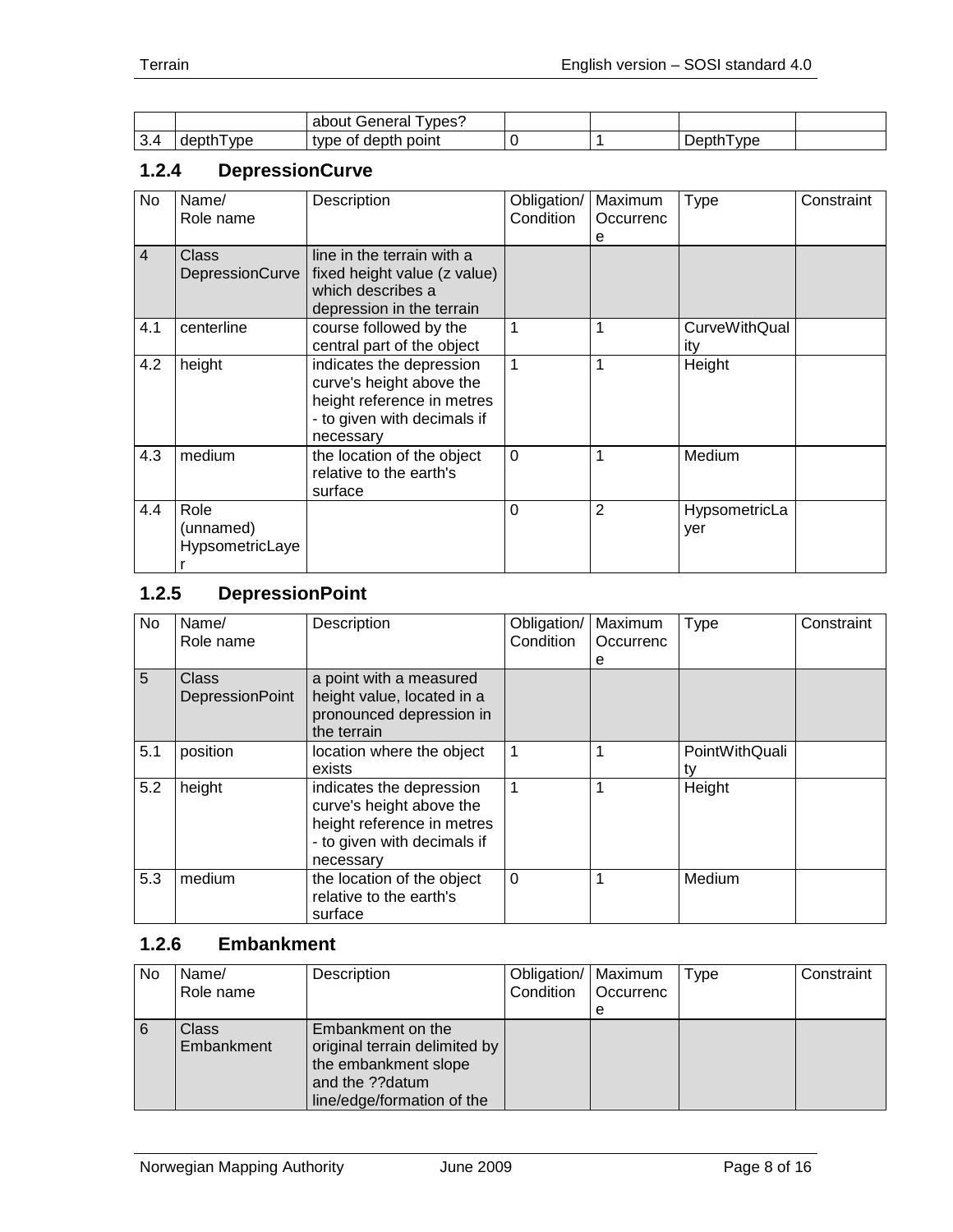|  |  | about General Types? |  |  |  |  |
|---|---|---|---|---|---|---|
| 3.4 | depthType | type of depth point | 0 | 1 | DepthType |  |

### 1.2.4 DepressionCurve

| No | Name/ Role name | Description | Obligation/ Condition | Maximum Occurrence | Type | Constraint |
|---|---|---|---|---|---|---|
| 4 | Class DepressionCurve | line in the terrain with a fixed height value (z value) which describes a depression in the terrain |  |  |  |  |
| 4.1 | centerline | course followed by the central part of the object | 1 | 1 | CurveWithQuality |  |
| 4.2 | height | indicates the depression curve's height above the height reference in metres - to given with decimals if necessary | 1 | 1 | Height |  |
| 4.3 | medium | the location of the object relative to the earth's surface | 0 | 1 | Medium |  |
| 4.4 | Role (unnamed) HypsometricLayer |  | 0 | 2 | HypsometricLayer |  |

### 1.2.5 DepressionPoint

| No | Name/ Role name | Description | Obligation/ Condition | Maximum Occurrence | Type | Constraint |
|---|---|---|---|---|---|---|
| 5 | Class DepressionPoint | a point with a measured height value, located in a pronounced depression in the terrain |  |  |  |  |
| 5.1 | position | location where the object exists | 1 | 1 | PointWithQuality |  |
| 5.2 | height | indicates the depression curve's height above the height reference in metres - to given with decimals if necessary | 1 | 1 | Height |  |
| 5.3 | medium | the location of the object relative to the earth's surface | 0 | 1 | Medium |  |

### 1.2.6 Embankment

| No | Name/ Role name | Description | Obligation/ Condition | Maximum Occurrence | Type | Constraint |
|---|---|---|---|---|---|---|
| 6 | Class Embankment | Embankment on the original terrain delimited by the embankment slope and the ??datum line/edge/formation of the |  |  |  |  |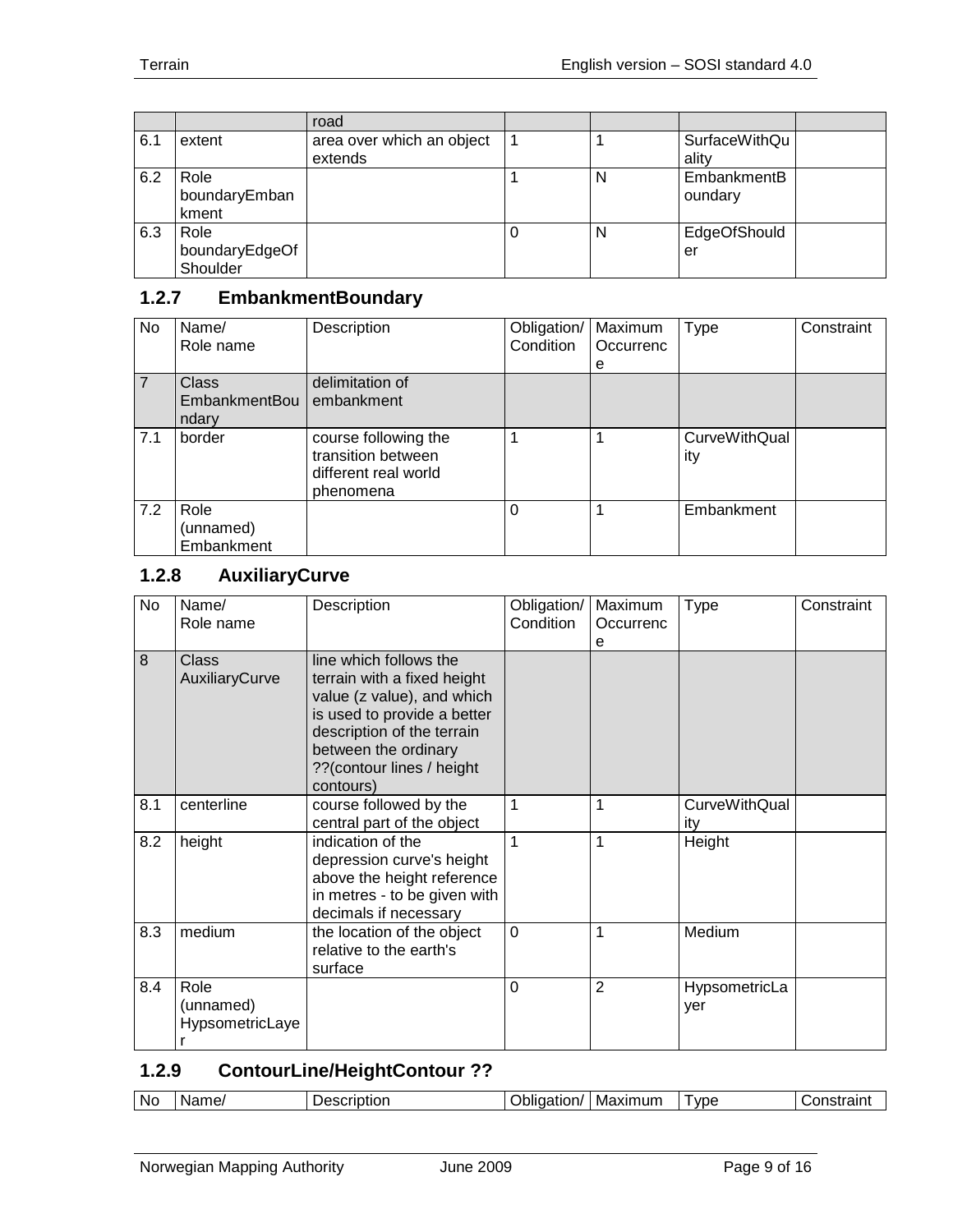| | | road | | | | |
|---|---|---|---|---|---|---|
| 6.1 | extent | area over which an object extends | 1 | 1 | SurfaceWithQuality | |
| 6.2 | Role boundaryEmbankment | | 1 | N | EmbankmentBoundary | |
| 6.3 | Role boundaryEdgeOfShoulder | | 0 | N | EdgeOfShoulder | |

### 1.2.7 EmbankmentBoundary

| No | Name/ Role name | Description | Obligation/ Condition | Maximum Occurrence | Type | Constraint |
|---|---|---|---|---|---|---|
| 7 | Class EmbankmentBoundary | delimitation of embankment | | | | |
| 7.1 | border | course following the transition between different real world phenomena | 1 | 1 | CurveWithQuality | |
| 7.2 | Role (unnamed) Embankment | | 0 | 1 | Embankment | |

### 1.2.8 AuxiliaryCurve

| No | Name/ Role name | Description | Obligation/ Condition | Maximum Occurrence | Type | Constraint |
|---|---|---|---|---|---|---|
| 8 | Class AuxiliaryCurve | line which follows the terrain with a fixed height value (z value), and which is used to provide a better description of the terrain between the ordinary ??(contour lines / height contours) | | | | |
| 8.1 | centerline | course followed by the central part of the object | 1 | 1 | CurveWithQuality | |
| 8.2 | height | indication of the depression curve's height above the height reference in metres - to be given with decimals if necessary | 1 | 1 | Height | |
| 8.3 | medium | the location of the object relative to the earth's surface | 0 | 1 | Medium | |
| 8.4 | Role (unnamed) HypsometricLayer | | 0 | 2 | HypsometricLayer | |

### 1.2.9 ContourLine/HeightContour ??

| No | Name/ | Description | Obligation/ | Maximum | Type | Constraint |
|---|---|---|---|---|---|---|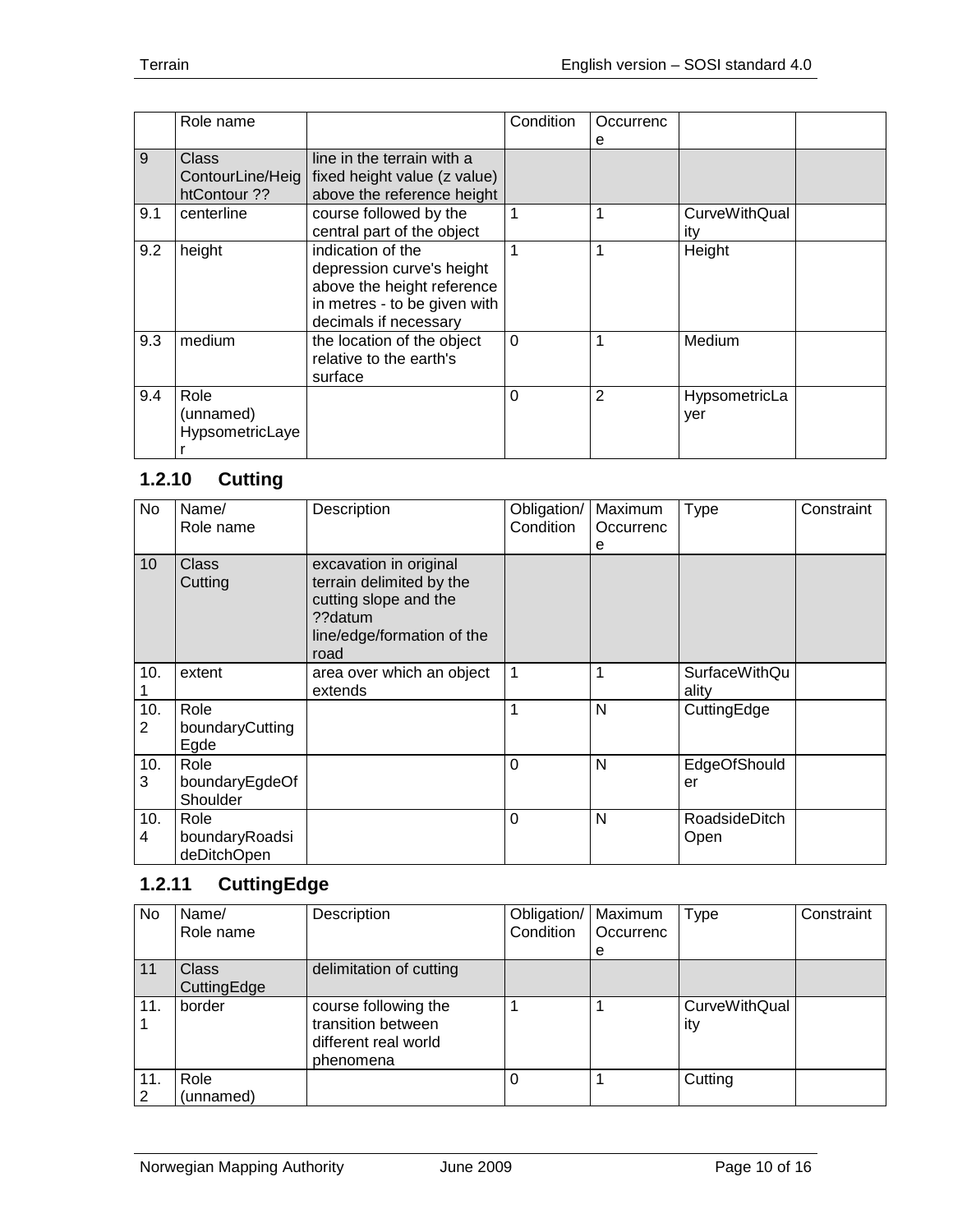| | Role name | | Condition | Occurrence | | |
|---|---|---|---|---|---|---|
| 9 | Class ContourLine/HeightContour ?? | line in the terrain with a fixed height value (z value) above the reference height | | | | |
| 9.1 | centerline | course followed by the central part of the object | 1 | 1 | CurveWithQuality | |
| 9.2 | height | indication of the depression curve's height above the height reference in metres - to be given with decimals if necessary | 1 | 1 | Height | |
| 9.3 | medium | the location of the object relative to the earth's surface | 0 | 1 | Medium | |
| 9.4 | Role (unnamed) HypsometricLayer | | 0 | 2 | HypsometricLayer | |

### 1.2.10 Cutting

| No | Name/ Role name | Description | Obligation/ Condition | Maximum Occurrence | Type | Constraint |
|---|---|---|---|---|---|---|
| 10 | Class Cutting | excavation in original terrain delimited by the cutting slope and the ??datum line/edge/formation of the road | | | | |
| 10.1 | extent | area over which an object extends | 1 | 1 | SurfaceWithQuality | |
| 10.2 | Role boundaryCuttingEgde | | 1 | N | CuttingEdge | |
| 10.3 | Role boundaryEgdeOfShoulder | | 0 | N | EdgeOfShoulder | |
| 10.4 | Role boundaryRoadsideDitchOpen | | 0 | N | RoadsideDitchOpen | |

### 1.2.11 CuttingEdge

| No | Name/ Role name | Description | Obligation/ Condition | Maximum Occurrence | Type | Constraint |
|---|---|---|---|---|---|---|
| 11 | Class CuttingEdge | delimitation of cutting | | | | |
| 11.1 | border | course following the transition between different real world phenomena | 1 | 1 | CurveWithQuality | |
| 11.2 | Role (unnamed) | | 0 | 1 | Cutting | |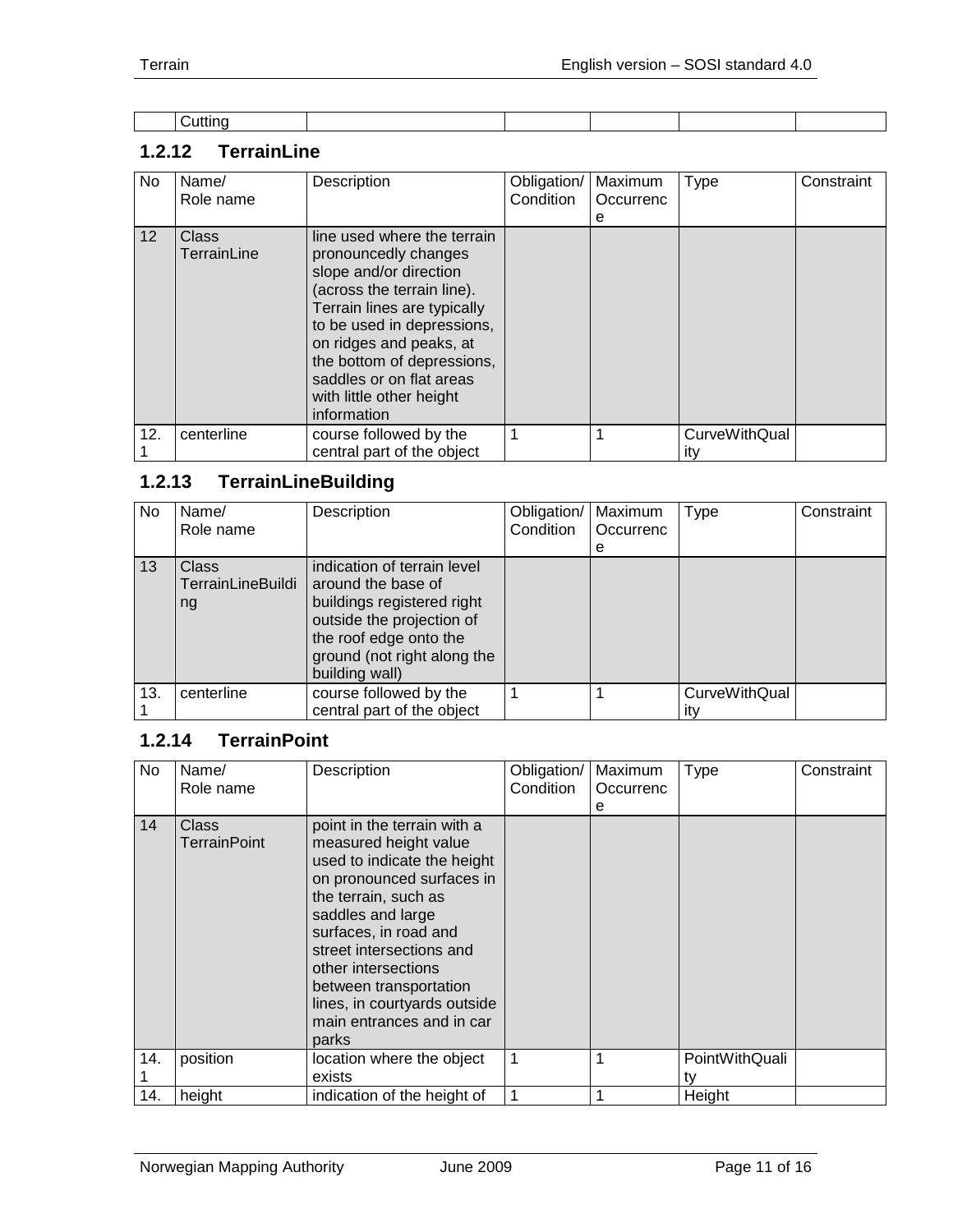| | Cutting | | | | | |
|---|---|---|---|---|---|---|

### 1.2.12 TerrainLine

| No | Name/ Role name | Description | Obligation/ Condition | Maximum Occurrence | Type | Constraint |
|---|---|---|---|---|---|---|
| 12 | Class TerrainLine | line used where the terrain pronouncedly changes slope and/or direction (across the terrain line). Terrain lines are typically to be used in depressions, on ridges and peaks, at the bottom of depressions, saddles or on flat areas with little other height information | | | | |
| 12.1 | centerline | course followed by the central part of the object | 1 | 1 | CurveWithQuality | |

### 1.2.13 TerrainLineBuilding

| No | Name/ Role name | Description | Obligation/ Condition | Maximum Occurrence | Type | Constraint |
|---|---|---|---|---|---|---|
| 13 | Class TerrainLineBuilding | indication of terrain level around the base of buildings registered right outside the projection of the roof edge onto the ground (not right along the building wall) | | | | |
| 13.1 | centerline | course followed by the central part of the object | 1 | 1 | CurveWithQuality | |

### 1.2.14 TerrainPoint

| No | Name/ Role name | Description | Obligation/ Condition | Maximum Occurrence | Type | Constraint |
|---|---|---|---|---|---|---|
| 14 | Class TerrainPoint | point in the terrain with a measured height value used to indicate the height on pronounced surfaces in the terrain, such as saddles and large surfaces, in road and street intersections and other intersections between transportation lines, in courtyards outside main entrances and in car parks | | | | |
| 14.1 | position | location where the object exists | 1 | 1 | PointWithQuality | |
| 14. | height | indication of the height of | 1 | 1 | Height | |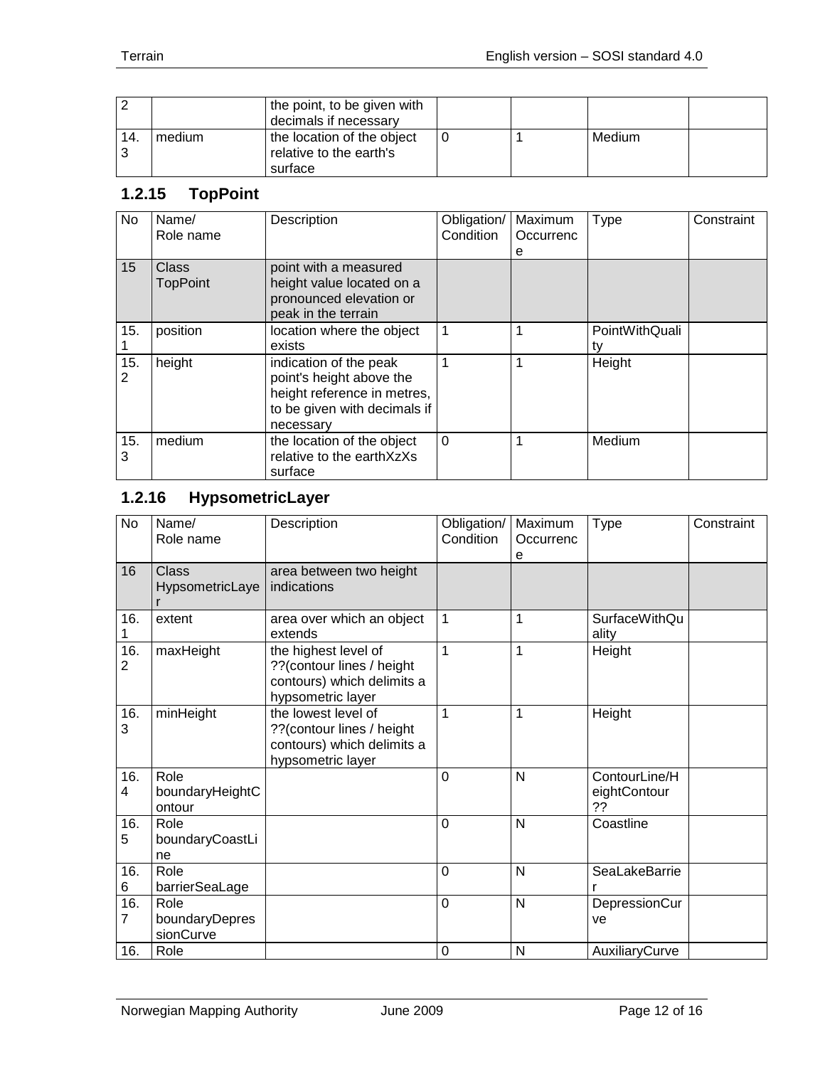| No | Name/ Role name | Description | Obligation/ Condition | Maximum Occurrence | Type | Constraint |
|---|---|---|---|---|---|---|
| 2 | | the point, to be given with decimals if necessary | | | | |
| 14.3 | medium | the location of the object relative to the earth's surface | 0 | 1 | Medium | |

### 1.2.15 TopPoint

| No | Name/ Role name | Description | Obligation/ Condition | Maximum Occurrence | Type | Constraint |
|---|---|---|---|---|---|---|
| 15 | Class TopPoint | point with a measured height value located on a pronounced elevation or peak in the terrain | | | | |
| 15.1 | position | location where the object exists | 1 | 1 | PointWithQuality | |
| 15.2 | height | indication of the peak point's height above the height reference in metres, to be given with decimals if necessary | 1 | 1 | Height | |
| 15.3 | medium | the location of the object relative to the earthXzXs surface | 0 | 1 | Medium | |

### 1.2.16 HypsometricLayer

| No | Name/ Role name | Description | Obligation/ Condition | Maximum Occurrence | Type | Constraint |
|---|---|---|---|---|---|---|
| 16 | Class HypsometricLayer | area between two height indications | | | | |
| 16.1 | extent | area over which an object extends | 1 | 1 | SurfaceWithQuality | |
| 16.2 | maxHeight | the highest level of ??(contour lines / height contours) which delimits a hypsometric layer | 1 | 1 | Height | |
| 16.3 | minHeight | the lowest level of ??(contour lines / height contours) which delimits a hypsometric layer | 1 | 1 | Height | |
| 16.4 | Role boundaryHeightContour | | 0 | N | ContourLine/HeightContour ?? | |
| 16.5 | Role boundaryCoastLine | | 0 | N | Coastline | |
| 16.6 | Role barrierSeaLage | | 0 | N | SeaLakeBarrier | |
| 16.7 | Role boundaryDepressionCurve | | 0 | N | DepressionCurve | |
| 16. | Role | | 0 | N | AuxiliaryCurve | |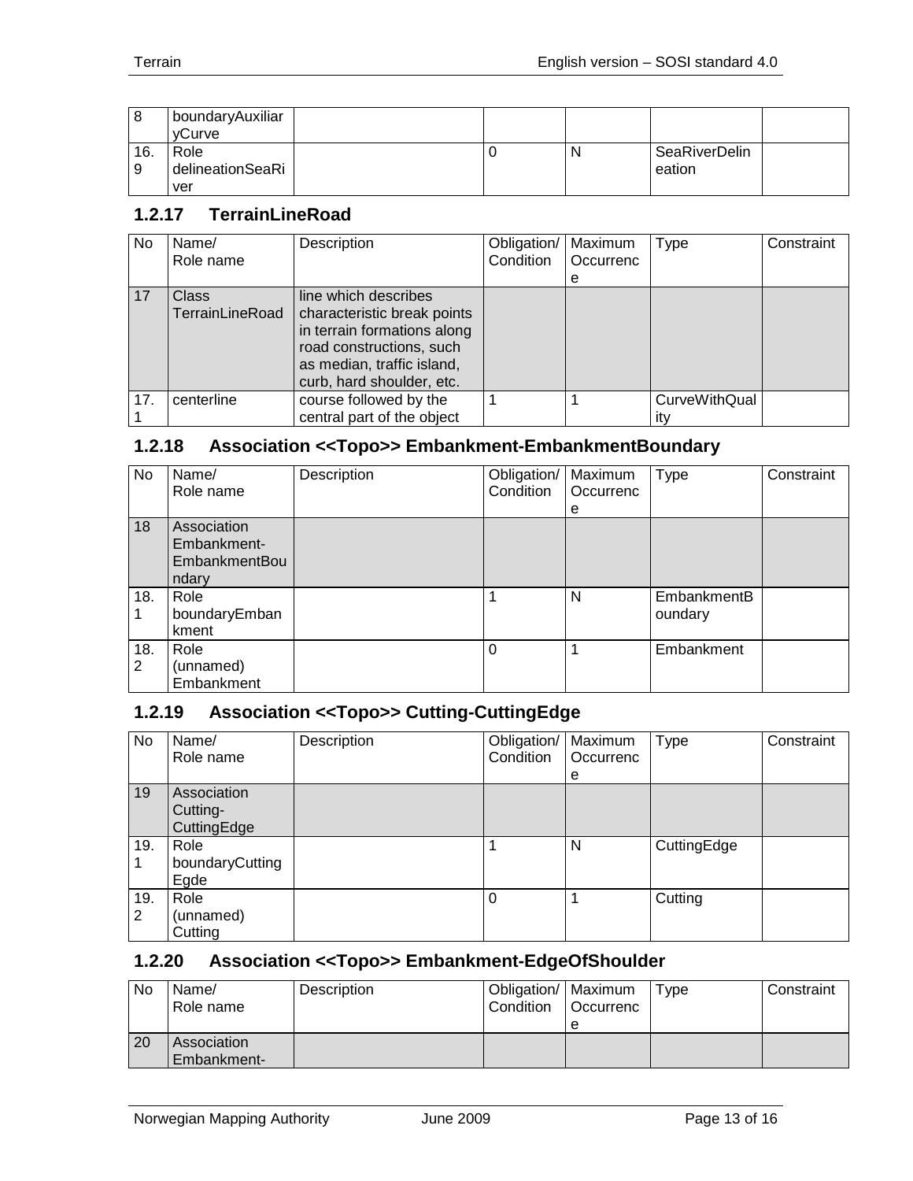| | | | | | | |
|---|---|---|---|---|---|---|
| 8 | boundaryAuxiliaryCurve | | | | | |
| 16.9 | Role delineationSeaRiver | | 0 | N | SeaRiverDelineation | |

### 1.2.17 TerrainLineRoad

| No | Name/ Role name | Description | Obligation/ Condition | Maximum Occurrence | Type | Constraint |
|---|---|---|---|---|---|---|
| 17 | Class TerrainLineRoad | line which describes characteristic break points in terrain formations along road constructions, such as median, traffic island, curb, hard shoulder, etc. | | | | |
| 17.1 | centerline | course followed by the central part of the object | 1 | 1 | CurveWithQuality | |

### 1.2.18 Association <<Topo>> Embankment-EmbankmentBoundary

| No | Name/ Role name | Description | Obligation/ Condition | Maximum Occurrence | Type | Constraint |
|---|---|---|---|---|---|---|
| 18 | Association Embankment-EmbankmentBoundary | | | | | |
| 18.1 | Role boundaryEmbankment | | 1 | N | EmbankmentBoundary | |
| 18.2 | Role (unnamed) Embankment | | 0 | 1 | Embankment | |

### 1.2.19 Association <<Topo>> Cutting-CuttingEdge

| No | Name/ Role name | Description | Obligation/ Condition | Maximum Occurrence | Type | Constraint |
|---|---|---|---|---|---|---|
| 19 | Association Cutting-CuttingEdge | | | | | |
| 19.1 | Role boundaryCuttingEgde | | 1 | N | CuttingEdge | |
| 19.2 | Role (unnamed) Cutting | | 0 | 1 | Cutting | |

### 1.2.20 Association <<Topo>> Embankment-EdgeOfShoulder

| No | Name/ Role name | Description | Obligation/ Condition | Maximum Occurrence | Type | Constraint |
|---|---|---|---|---|---|---|
| 20 | Association Embankment- | | | | | |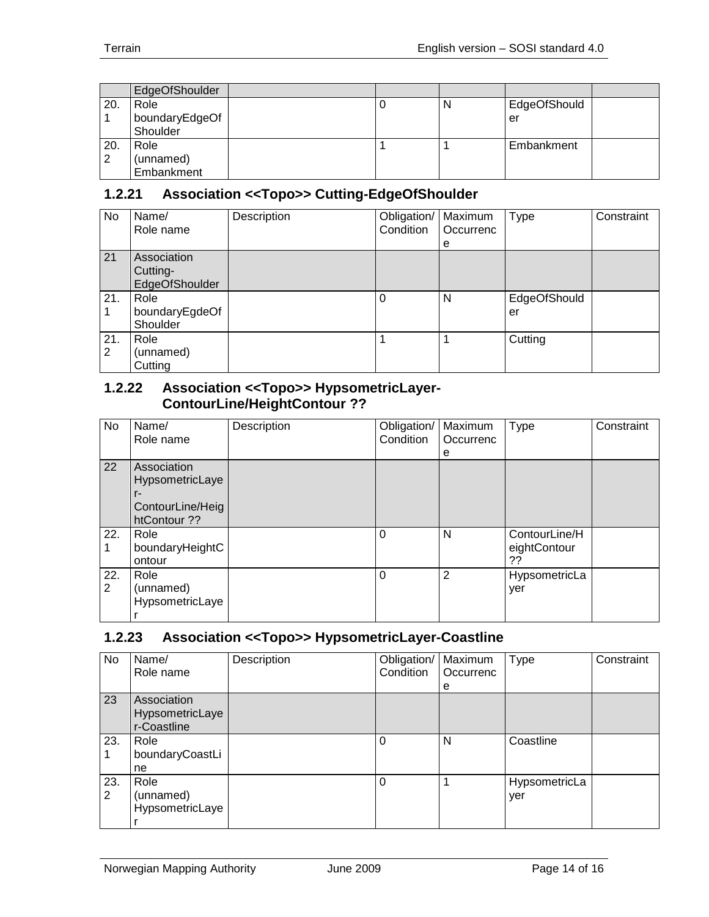| | EdgeOfShoulder | | | | | |
|---|---|---|---|---|---|---|
| 20.1 | Role boundaryEdgeOfShoulder | | 0 | N | EdgeOfShoulder | |
| 20.2 | Role (unnamed) Embankment | | 1 | 1 | Embankment | |

### 1.2.21 Association <<Topo>> Cutting-EdgeOfShoulder

| No | Name/ Role name | Description | Obligation/ Condition | Maximum Occurrence | Type | Constraint |
|---|---|---|---|---|---|---|
| 21 | Association Cutting-EdgeOfShoulder | | | | | |
| 21.1 | Role boundaryEgdeOfShoulder | | 0 | N | EdgeOfShoulder | |
| 21.2 | Role (unnamed) Cutting | | 1 | 1 | Cutting | |

### 1.2.22 Association <<Topo>> HypsometricLayer-ContourLine/HeightContour ??

| No | Name/ Role name | Description | Obligation/ Condition | Maximum Occurrence | Type | Constraint |
|---|---|---|---|---|---|---|
| 22 | Association HypsometricLayer-ContourLine/HeightContour ?? | | | | | |
| 22.1 | Role boundaryHeightContour | | 0 | N | ContourLine/HeightContour ?? | |
| 22.2 | Role (unnamed) HypsometricLayer | | 0 | 2 | HypsometricLayer | |

### 1.2.23 Association <<Topo>> HypsometricLayer-Coastline

| No | Name/ Role name | Description | Obligation/ Condition | Maximum Occurrence | Type | Constraint |
|---|---|---|---|---|---|---|
| 23 | Association HypsometricLayer-Coastline | | | | | |
| 23.1 | Role boundaryCoastLine | | 0 | N | Coastline | |
| 23.2 | Role (unnamed) HypsometricLayer | | 0 | 1 | HypsometricLayer | |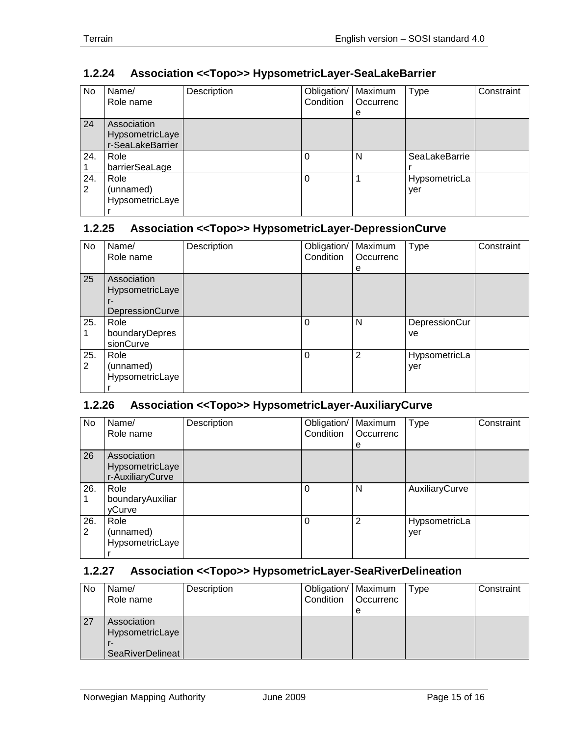### 1.2.24 Association <<Topo>> HypsometricLayer-SeaLakeBarrier

| No | Name/ Role name | Description | Obligation/ Condition | Maximum Occurrence | Type | Constraint |
|---|---|---|---|---|---|---|
| 24 | Association HypsometricLayer-SeaLakeBarrier | | | | | |
| 24.1 | Role barrierSeaLage | | 0 | N | SeaLakeBarrier | |
| 24.2 | Role (unnamed) HypsometricLayer | | 0 | 1 | HypsometricLayer | |

### 1.2.25 Association <<Topo>> HypsometricLayer-DepressionCurve

| No | Name/ Role name | Description | Obligation/ Condition | Maximum Occurrence | Type | Constraint |
|---|---|---|---|---|---|---|
| 25 | Association HypsometricLayer-DepressionCurve | | | | | |
| 25.1 | Role boundaryDepressionCurve | | 0 | N | DepressionCurve | |
| 25.2 | Role (unnamed) HypsometricLayer | | 0 | 2 | HypsometricLayer | |

### 1.2.26 Association <<Topo>> HypsometricLayer-AuxiliaryCurve

| No | Name/ Role name | Description | Obligation/ Condition | Maximum Occurrence | Type | Constraint |
|---|---|---|---|---|---|---|
| 26 | Association HypsometricLayer-AuxiliaryCurve | | | | | |
| 26.1 | Role boundaryAuxiliaryCurve | | 0 | N | AuxiliaryCurve | |
| 26.2 | Role (unnamed) HypsometricLayer | | 0 | 2 | HypsometricLayer | |

### 1.2.27 Association <<Topo>> HypsometricLayer-SeaRiverDelineation

| No | Name/ Role name | Description | Obligation/ Condition | Maximum Occurrence | Type | Constraint |
|---|---|---|---|---|---|---|
| 27 | Association HypsometricLayer-SeaRiverDelineat | | | | | |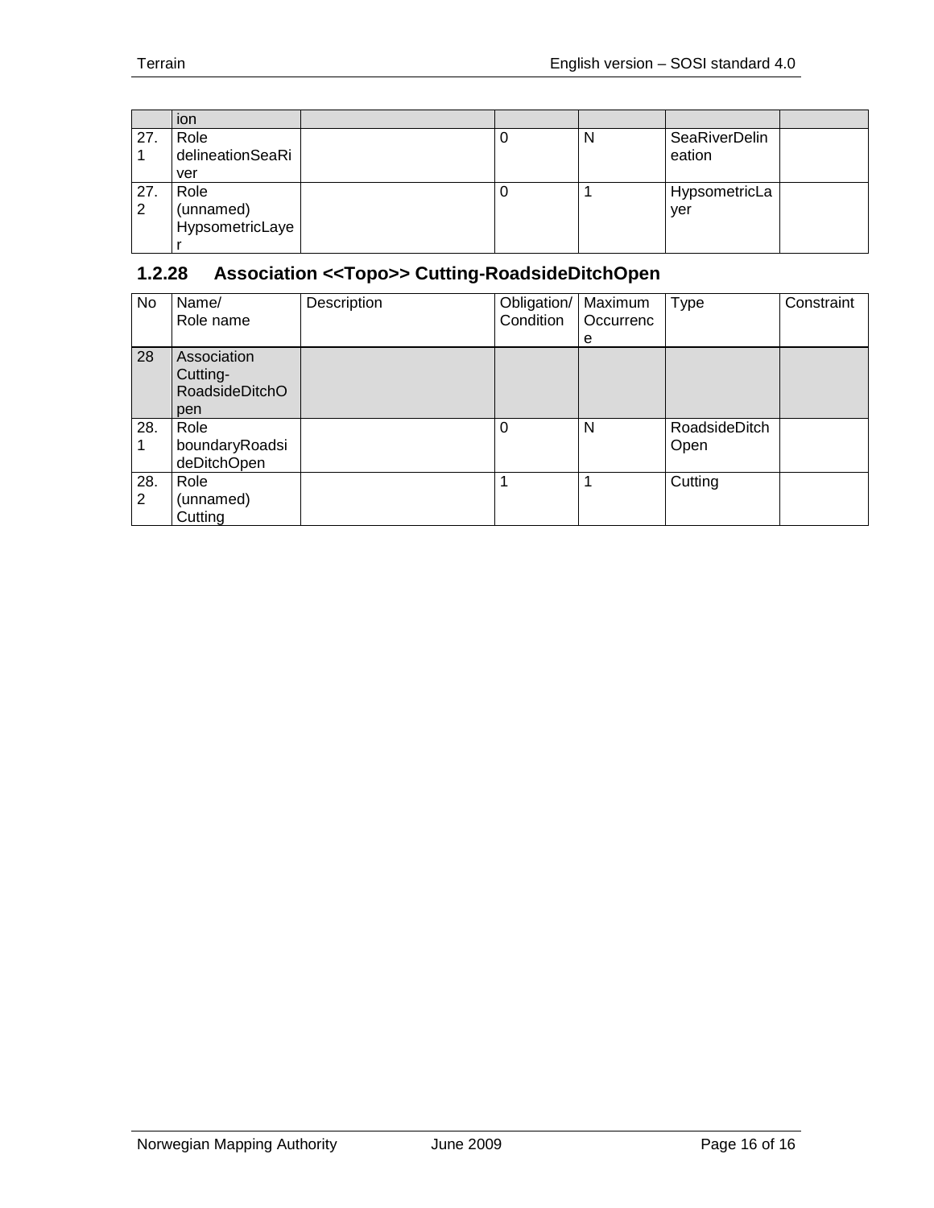| | | | | | | |
|---|---|---|---|---|---|---|
| | ion | | | | | |
| 27.1 | Role delineationSeaRiver | | 0 | N | SeaRiverDelineation | |
| 27.2 | Role (unnamed) HypsometricLayer | | 0 | 1 | HypsometricLayer | |

### 1.2.28 Association <<Topo>> Cutting-RoadsideDitchOpen

| No | Name/ Role name | Description | Obligation/ Condition | Maximum Occurrence | Type | Constraint |
|---|---|---|---|---|---|---|
| 28 | Association Cutting-RoadsideDitchOpen | | | | | |
| 28.1 | Role boundaryRoadsideDitchOpen | | 0 | N | RoadsideDitchOpen | |
| 28.2 | Role (unnamed) Cutting | | 1 | 1 | Cutting | |